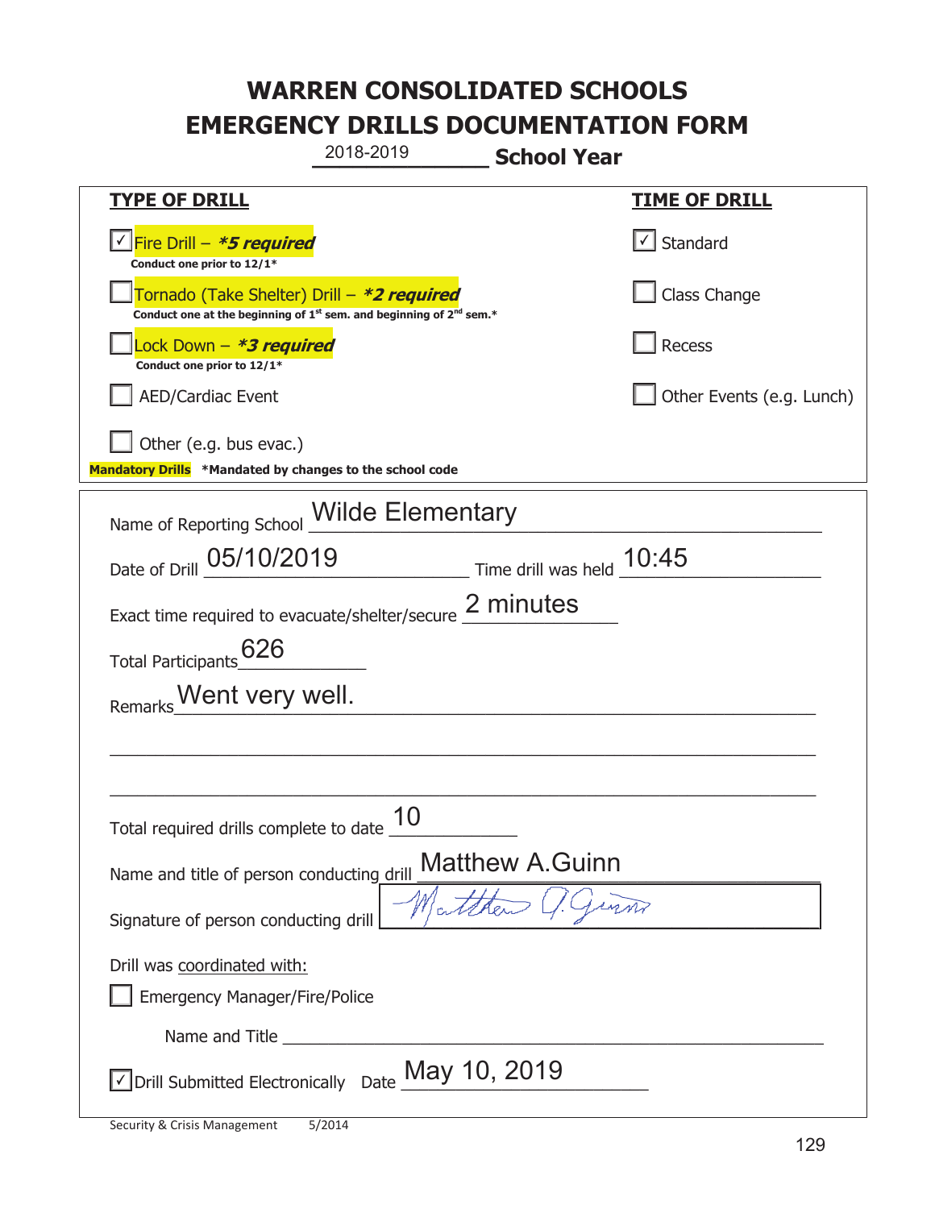# WARREN CONSOLIDATED SCHOOLS
# EMERGENCY DRILLS DOCUMENTATION FORM

2018-2019 **School Year**

| TYPE OF DRILL | TIME OF DRILL |
|---|---|
| ☑ Fire Drill – ***5 required*** <br> **Conduct one prior to 12/1*** | ☑ Standard |
| ☐ Tornado (Take Shelter) Drill – ***2 required*** <br> **Conduct one at the beginning of 1st sem. and beginning of 2nd sem.*** | ☐ Class Change |
| ☐ Lock Down – ***3 required*** <br> **Conduct one prior to 12/1*** | ☐ Recess |
| ☐ AED/Cardiac Event | ☐ Other Events (e.g. Lunch) |
| ☐ Other (e.g. bus evac.) | |

**Mandatory Drills** **\*Mandated by changes to the school code**

Name of Reporting School: Wilde Elementary

Date of Drill: 05/10/2019 Time drill was held: 10:45

Exact time required to evacuate/shelter/secure: 2 minutes

Total Participants: 626

Remarks: Went very well.

Total required drills complete to date: 10

Name and title of person conducting drill: Matthew A.Guinn

Signature of person conducting drill: Matthew A. Guinn

Drill was coordinated with:

☐ Emergency Manager/Fire/Police

Name and Title: ______________________

☑ Drill Submitted Electronically Date: May 10, 2019

Security & Crisis Management 5/2014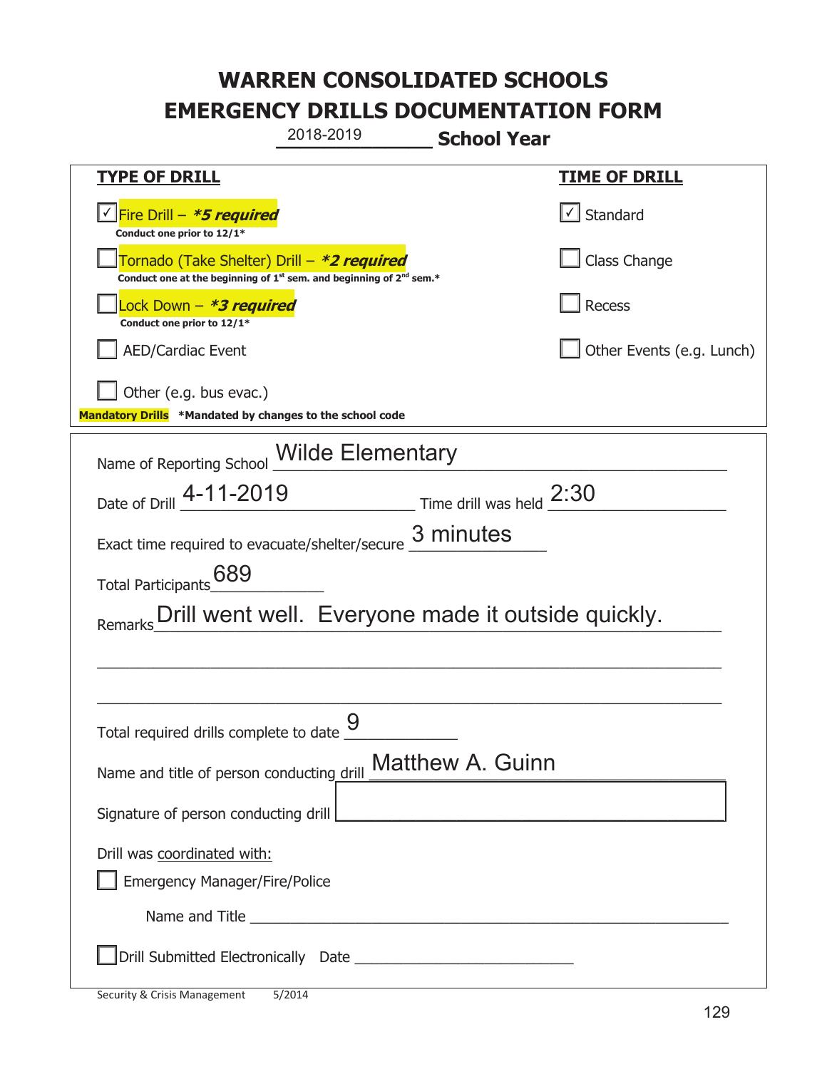# WARREN CONSOLIDATED SCHOOLS
# EMERGENCY DRILLS DOCUMENTATION FORM

2018-2019 **School Year**

| **TYPE OF DRILL** | **TIME OF DRILL** |
|---|---|
| ☑ Fire Drill – ***\*5 required*** <br> **Conduct one prior to 12/1\*** | ☑ Standard |
| ☐ Tornado (Take Shelter) Drill – ***\*2 required*** <br> **Conduct one at the beginning of 1st sem. and beginning of 2nd sem.\*** | ☐ Class Change |
| ☐ Lock Down – ***\*3 required*** <br> **Conduct one prior to 12/1\*** | ☐ Recess |
| ☐ AED/Cardiac Event | ☐ Other Events (e.g. Lunch) |
| ☐ Other (e.g. bus evac.) | |

**Mandatory Drills** **\*Mandated by changes to the school code**

Name of Reporting School: Wilde Elementary

Date of Drill: 4-11-2019 Time drill was held: 2:30

Exact time required to evacuate/shelter/secure: 3 minutes

Total Participants: 689

Remarks: Drill went well. Everyone made it outside quickly.

Total required drills complete to date: 9

Name and title of person conducting drill: Matthew A. Guinn

Signature of person conducting drill: ____________________

Drill was coordinated with:

☐ Emergency Manager/Fire/Police

Name and Title ____________________

☐ Drill Submitted Electronically Date ____________________

Security & Crisis Management 5/2014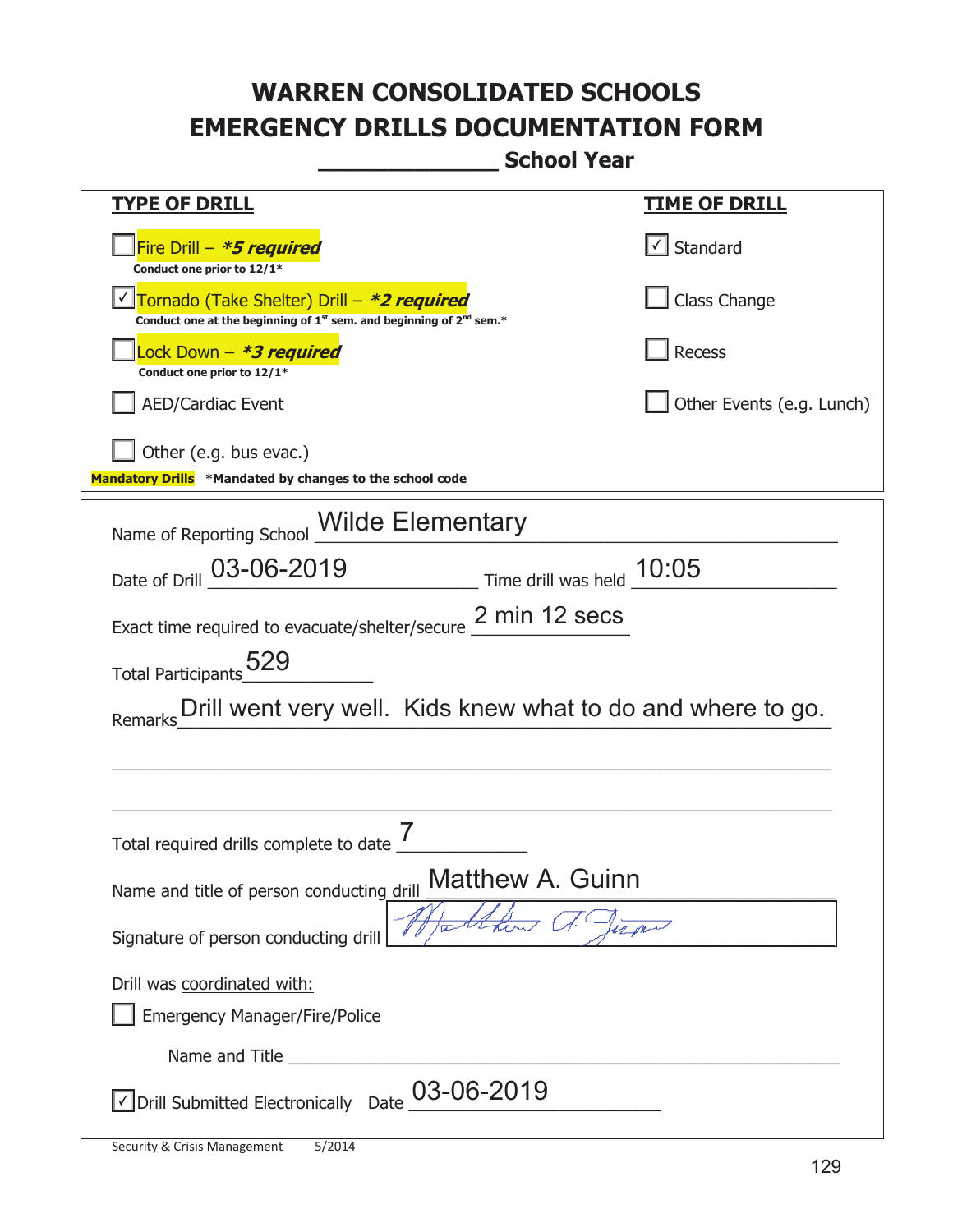# WARREN CONSOLIDATED SCHOOLS
# EMERGENCY DRILLS DOCUMENTATION FORM
## _____________ School Year

| TYPE OF DRILL | TIME OF DRILL |
|---|---|
| ☐ Fire Drill – ***5 required*** Conduct one prior to 12/1* | ☑ Standard |
| ☑ Tornado (Take Shelter) Drill – ***2 required*** Conduct one at the beginning of 1st sem. and beginning of 2nd sem.* | ☐ Class Change |
| ☐ Lock Down – ***3 required*** Conduct one prior to 12/1* | ☐ Recess |
| ☐ AED/Cardiac Event | ☐ Other Events (e.g. Lunch) |
| ☐ Other (e.g. bus evac.) | |

**Mandatory Drills** **\*Mandated by changes to the school code**

Name of Reporting School: Wilde Elementary

Date of Drill: 03-06-2019 Time drill was held: 10:05

Exact time required to evacuate/shelter/secure: 2 min 12 secs

Total Participants: 529

Remarks: Drill went very well. Kids knew what to do and where to go.

Total required drills complete to date: 7

Name and title of person conducting drill: Matthew A. Guinn

Signature of person conducting drill: [signature]

Drill was coordinated with:

☐ Emergency Manager/Fire/Police

Name and Title ____________________

☑ Drill Submitted Electronically Date: 03-06-2019

Security & Crisis Management 5/2014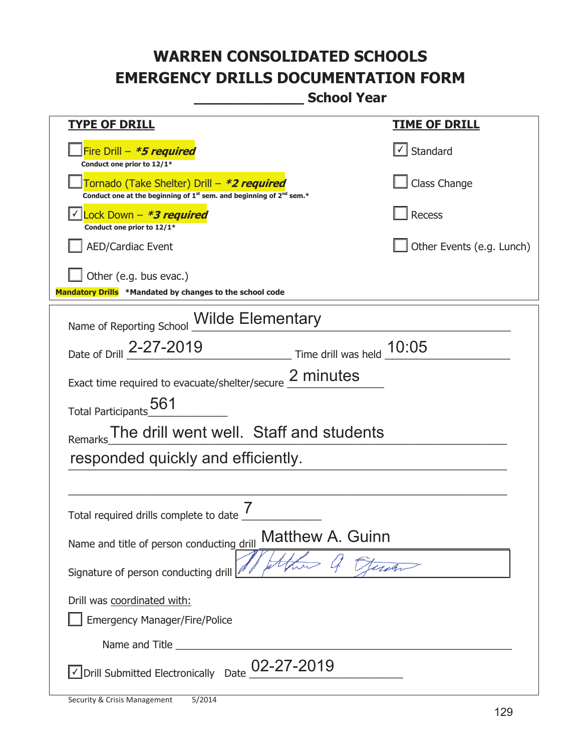# WARREN CONSOLIDATED SCHOOLS
# EMERGENCY DRILLS DOCUMENTATION FORM
## _____________ School Year

| **TYPE OF DRILL** | **TIME OF DRILL** |
|---|---|
| ☐ Fire Drill – ***5 required*** <br> **Conduct one prior to 12/1*** | ☑ Standard |
| ☐ Tornado (Take Shelter) Drill – ***2 required*** <br> **Conduct one at the beginning of 1st sem. and beginning of 2nd sem.*** | ☐ Class Change |
| ☑ Lock Down – ***3 required*** <br> **Conduct one prior to 12/1*** | ☐ Recess |
| ☐ AED/Cardiac Event | ☐ Other Events (e.g. Lunch) |
| ☐ Other (e.g. bus evac.) | |

**Mandatory Drills** ***Mandated by changes to the school code**

Name of Reporting School: Wilde Elementary

Date of Drill: 2-27-2019 Time drill was held: 10:05

Exact time required to evacuate/shelter/secure: 2 minutes

Total Participants: 561

Remarks: The drill went well. Staff and students responded quickly and efficiently.

Total required drills complete to date: 7

Name and title of person conducting drill: Matthew A. Guinn

Signature of person conducting drill: [signature]

Drill was coordinated with:

☐ Emergency Manager/Fire/Police

Name and Title ____________________

☑ Drill Submitted Electronically Date: 02-27-2019

Security & Crisis Management 5/2014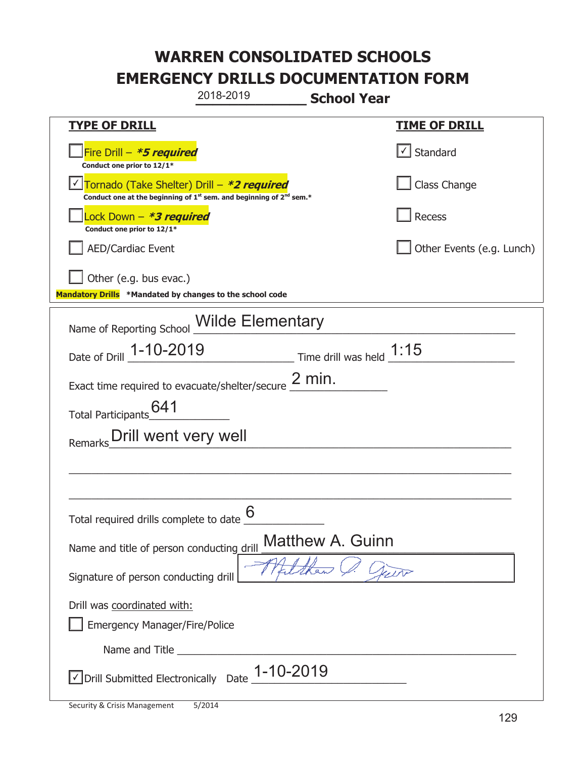# WARREN CONSOLIDATED SCHOOLS
# EMERGENCY DRILLS DOCUMENTATION FORM

2018-2019 **School Year**

| **TYPE OF DRILL** | **TIME OF DRILL** |
|---|---|
| ☐ Fire Drill – ***5 required*** <br> **Conduct one prior to 12/1*** | ☑ Standard |
| ☑ Tornado (Take Shelter) Drill – ***2 required*** <br> **Conduct one at the beginning of 1st sem. and beginning of 2nd sem.*** | ☐ Class Change |
| ☐ Lock Down – ***3 required*** <br> **Conduct one prior to 12/1*** | ☐ Recess |
| ☐ AED/Cardiac Event | ☐ Other Events (e.g. Lunch) |
| ☐ Other (e.g. bus evac.) | |

**Mandatory Drills** ***Mandated by changes to the school code**

Name of Reporting School: Wilde Elementary

Date of Drill: 1-10-2019 Time drill was held: 1:15

Exact time required to evacuate/shelter/secure: 2 min.

Total Participants: 641

Remarks: Drill went very well

Total required drills complete to date: 6

Name and title of person conducting drill: Matthew A. Guinn

Signature of person conducting drill: Matthew A. Guinn

Drill was coordinated with:

☐ Emergency Manager/Fire/Police

Name and Title: ______

☑ Drill Submitted Electronically Date: 1-10-2019

Security & Crisis Management 5/2014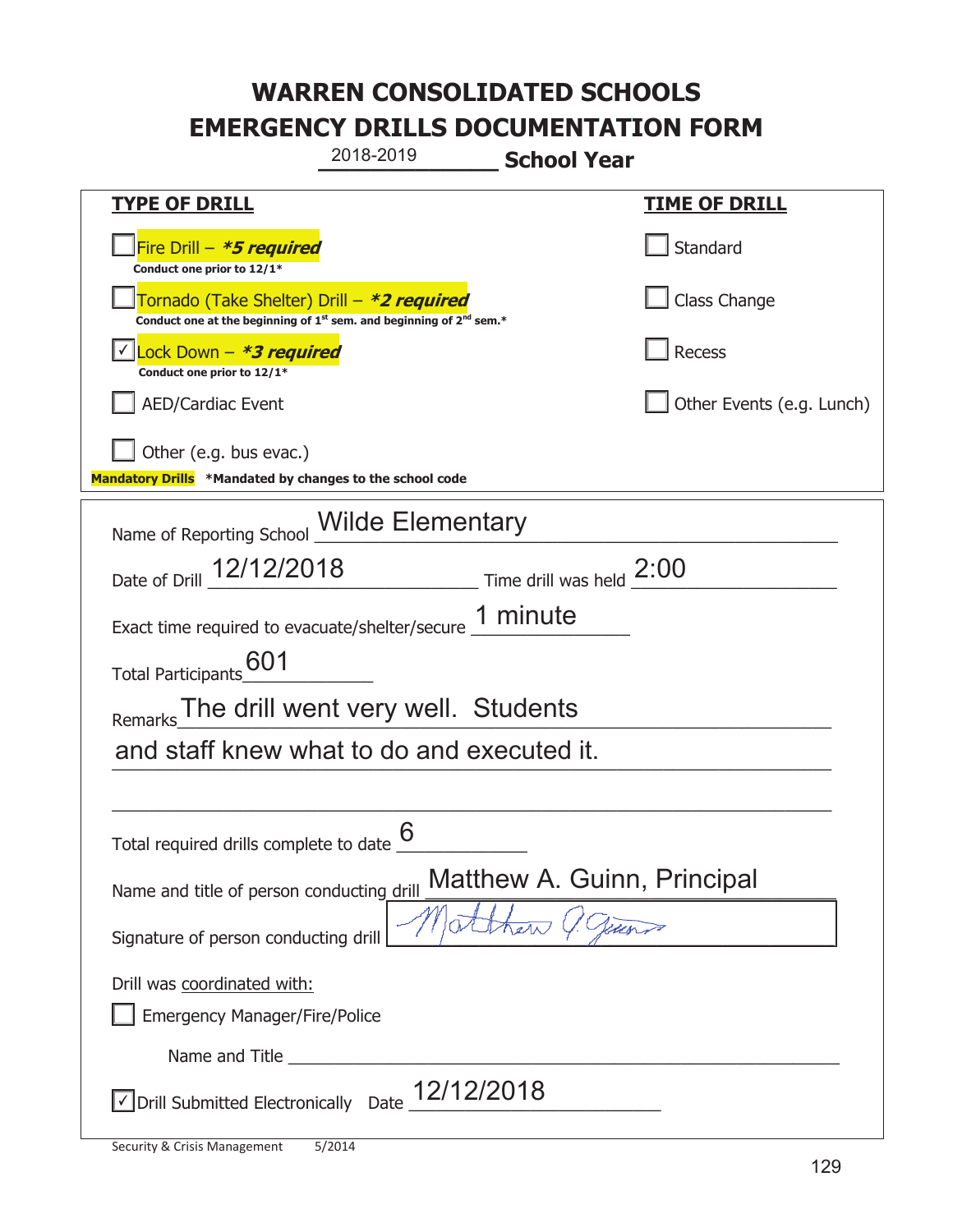# WARREN CONSOLIDATED SCHOOLS
# EMERGENCY DRILLS DOCUMENTATION FORM

2018-2019 **School Year**

| **TYPE OF DRILL** | **TIME OF DRILL** |
|---|---|
| ☐ Fire Drill – ***5 required*** <br> **Conduct one prior to 12/1*** | ☐ Standard |
| ☐ Tornado (Take Shelter) Drill – ***2 required*** <br> **Conduct one at the beginning of 1st sem. and beginning of 2nd sem.*** | ☐ Class Change |
| ☑ Lock Down – ***3 required*** <br> **Conduct one prior to 12/1*** | ☐ Recess |
| ☐ AED/Cardiac Event | ☐ Other Events (e.g. Lunch) |
| ☐ Other (e.g. bus evac.) | |

**Mandatory Drills** **\*Mandated by changes to the school code**

Name of Reporting School: Wilde Elementary

Date of Drill: 12/12/2018 Time drill was held: 2:00

Exact time required to evacuate/shelter/secure: 1 minute

Total Participants: 601

Remarks: The drill went very well. Students and staff knew what to do and executed it.

Total required drills complete to date: 6

Name and title of person conducting drill: Matthew A. Guinn, Principal

Signature of person conducting drill: Matthew A. Guinn

Drill was coordinated with:

☐ Emergency Manager/Fire/Police

Name and Title: ______________________

☑ Drill Submitted Electronically Date: 12/12/2018

Security & Crisis Management 5/2014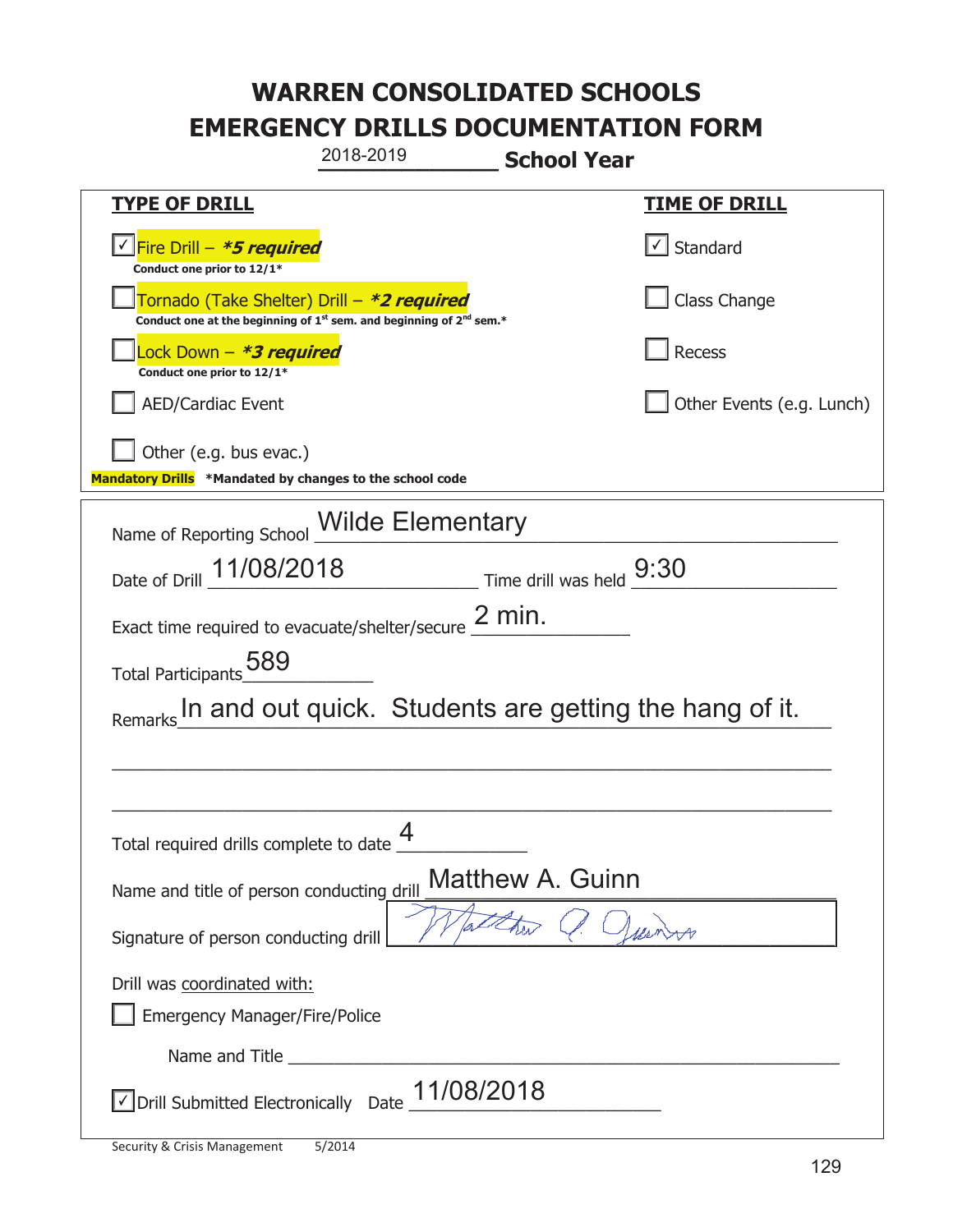# WARREN CONSOLIDATED SCHOOLS
# EMERGENCY DRILLS DOCUMENTATION FORM

2018-2019 **School Year**

| **TYPE OF DRILL** | **TIME OF DRILL** |
|---|---|
| ☑ Fire Drill – ***5 required*** <br> **Conduct one prior to 12/1*** | ☑ Standard |
| ☐ Tornado (Take Shelter) Drill – ***2 required*** <br> **Conduct one at the beginning of 1st sem. and beginning of 2nd sem.*** | ☐ Class Change |
| ☐ Lock Down – ***3 required*** <br> **Conduct one prior to 12/1*** | ☐ Recess |
| ☐ AED/Cardiac Event | ☐ Other Events (e.g. Lunch) |
| ☐ Other (e.g. bus evac.) | |

**Mandatory Drills** **\*Mandated by changes to the school code**

Name of Reporting School: Wilde Elementary

Date of Drill: 11/08/2018  Time drill was held: 9:30

Exact time required to evacuate/shelter/secure: 2 min.

Total Participants: 589

Remarks: In and out quick. Students are getting the hang of it.

Total required drills complete to date: 4

Name and title of person conducting drill: Matthew A. Guinn

Signature of person conducting drill: [signature]

Drill was coordinated with:

☐ Emergency Manager/Fire/Police

Name and Title: ______________________

☑ Drill Submitted Electronically  Date: 11/08/2018

Security & Crisis Management  5/2014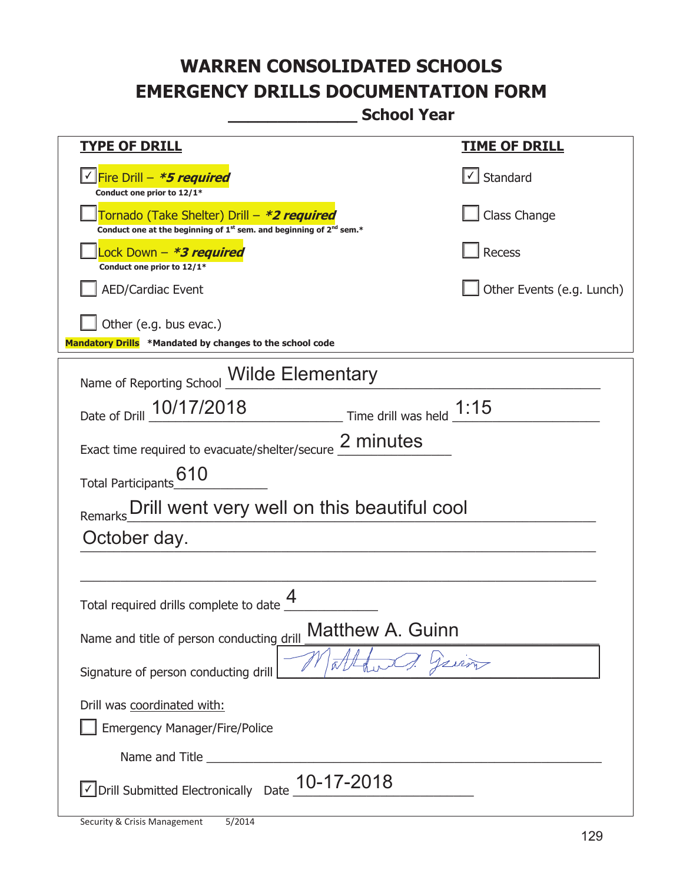# WARREN CONSOLIDATED SCHOOLS
# EMERGENCY DRILLS DOCUMENTATION FORM
## _____________ School Year

| **TYPE OF DRILL** | **TIME OF DRILL** |
|---|---|
| ☑ Fire Drill – ***5 required*** <br> **Conduct one prior to 12/1*** | ☑ Standard |
| ☐ Tornado (Take Shelter) Drill – ***2 required*** <br> **Conduct one at the beginning of 1st sem. and beginning of 2nd sem.*** | ☐ Class Change |
| ☐ Lock Down – ***3 required*** <br> **Conduct one prior to 12/1*** | ☐ Recess |
| ☐ AED/Cardiac Event | ☐ Other Events (e.g. Lunch) |
| ☐ Other (e.g. bus evac.) | |

**Mandatory Drills** ***Mandated by changes to the school code**

Name of Reporting School: Wilde Elementary

Date of Drill: 10/17/2018 Time drill was held: 1:15

Exact time required to evacuate/shelter/secure: 2 minutes

Total Participants: 610

Remarks: Drill went very well on this beautiful cool October day.

Total required drills complete to date: 4

Name and title of person conducting drill: Matthew A. Guinn

Signature of person conducting drill: [signature]

Drill was coordinated with:

☐ Emergency Manager/Fire/Police

Name and Title ______________________________

☑ Drill Submitted Electronically Date: 10-17-2018

Security & Crisis Management 5/2014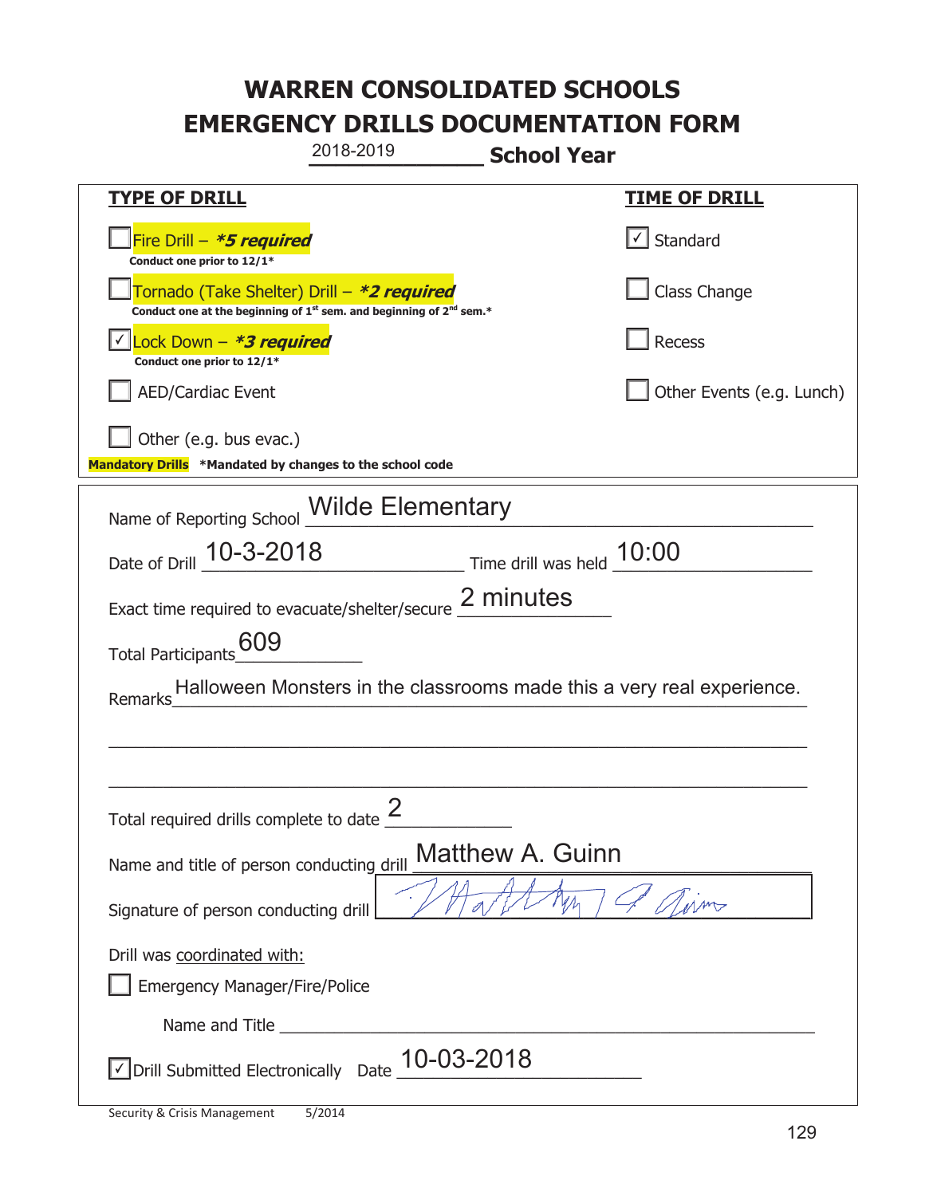# WARREN CONSOLIDATED SCHOOLS
# EMERGENCY DRILLS DOCUMENTATION FORM

2018-2019 **School Year**

| **TYPE OF DRILL** | **TIME OF DRILL** |
|---|---|
| ☐ Fire Drill – ***5 required*** <br> **Conduct one prior to 12/1*** | ☑ Standard |
| ☐ Tornado (Take Shelter) Drill – ***2 required*** <br> **Conduct one at the beginning of 1st sem. and beginning of 2nd sem.*** | ☐ Class Change |
| ☑ Lock Down – ***3 required*** <br> **Conduct one prior to 12/1*** | ☐ Recess |
| ☐ AED/Cardiac Event | ☐ Other Events (e.g. Lunch) |
| ☐ Other (e.g. bus evac.) | |

**Mandatory Drills** **\*Mandated by changes to the school code**

Name of Reporting School: Wilde Elementary

Date of Drill: 10-3-2018 Time drill was held: 10:00

Exact time required to evacuate/shelter/secure: 2 minutes

Total Participants: 609

Remarks: Halloween Monsters in the classrooms made this a very real experience.

Total required drills complete to date: 2

Name and title of person conducting drill: Matthew A. Guinn

Signature of person conducting drill: [signature]

Drill was coordinated with:

☐ Emergency Manager/Fire/Police

Name and Title: ______

☑ Drill Submitted Electronically Date: 10-03-2018

Security & Crisis Management 5/2014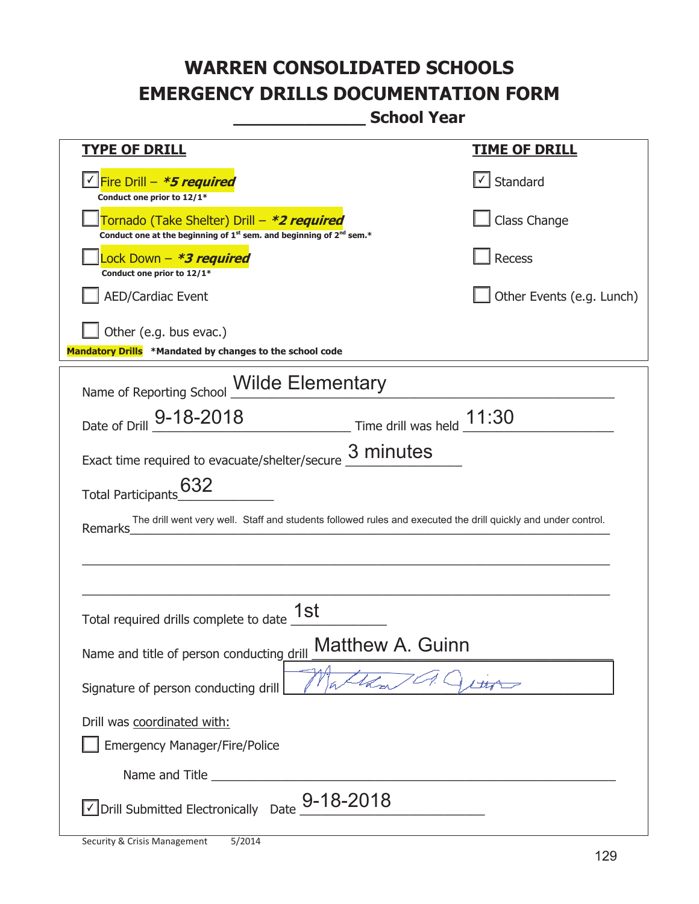# WARREN CONSOLIDATED SCHOOLS
# EMERGENCY DRILLS DOCUMENTATION FORM
## _____________ School Year

| TYPE OF DRILL | TIME OF DRILL |
|---|---|
| ☑ Fire Drill – ***5 required*** Conduct one prior to 12/1* | ☑ Standard |
| ☐ Tornado (Take Shelter) Drill – ***2 required*** Conduct one at the beginning of 1st sem. and beginning of 2nd sem.* | ☐ Class Change |
| ☐ Lock Down – ***3 required*** Conduct one prior to 12/1* | ☐ Recess |
| ☐ AED/Cardiac Event | ☐ Other Events (e.g. Lunch) |
| ☐ Other (e.g. bus evac.) | |

**Mandatory Drills** ***Mandated by changes to the school code**

Name of Reporting School: Wilde Elementary

Date of Drill: 9-18-2018 Time drill was held: 11:30

Exact time required to evacuate/shelter/secure: 3 minutes

Total Participants: 632

Remarks: The drill went very well. Staff and students followed rules and executed the drill quickly and under control.

Total required drills complete to date: 1st

Name and title of person conducting drill: Matthew A. Guinn

Signature of person conducting drill: Matthew A. Guinn

Drill was coordinated with:

☐ Emergency Manager/Fire/Police

Name and Title ______________________

☑ Drill Submitted Electronically Date: 9-18-2018

Security & Crisis Management 5/2014